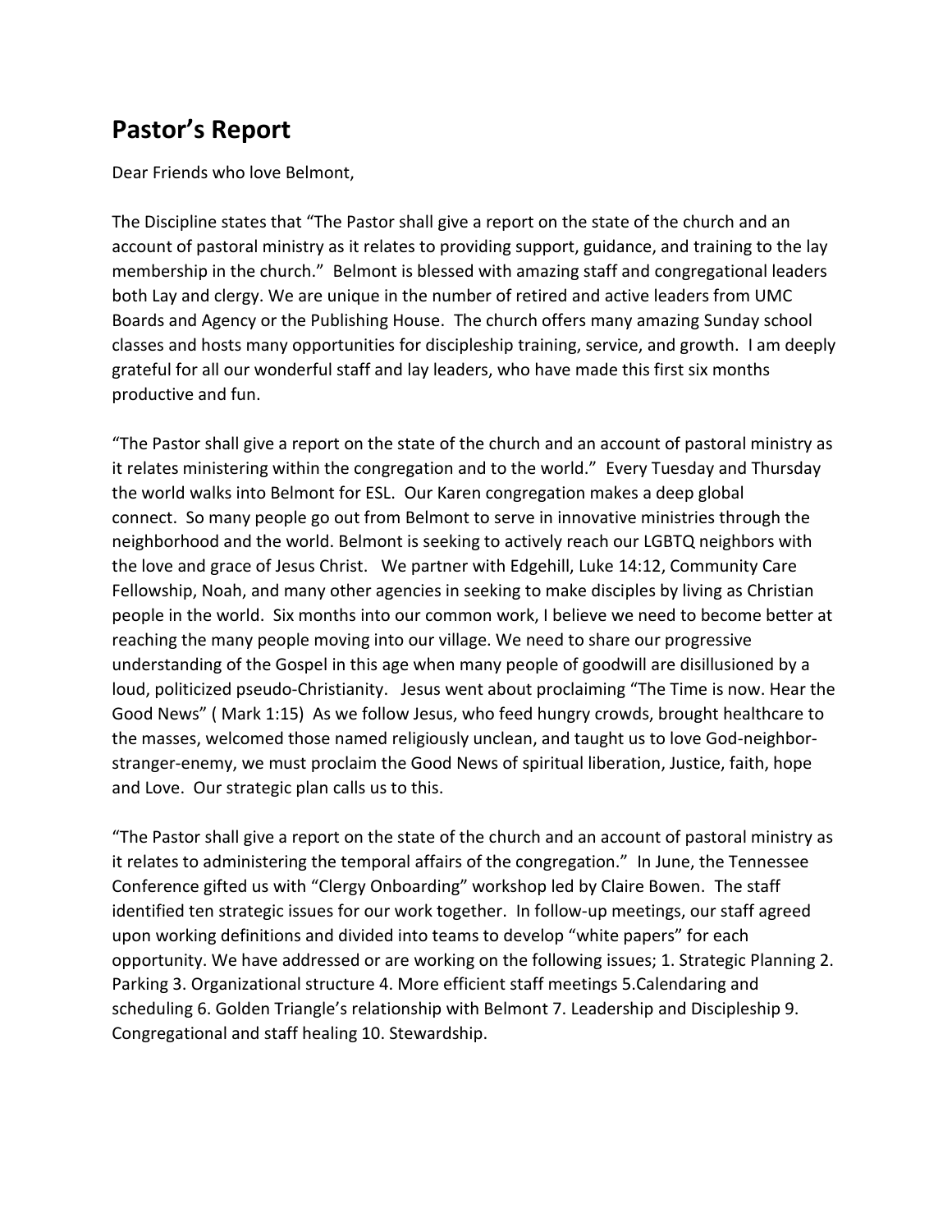## Pastor's Report

Dear Friends who love Belmont,

The Discipline states that "The Pastor shall give a report on the state of the church and an account of pastoral ministry as it relates to providing support, guidance, and training to the lay membership in the church." Belmont is blessed with amazing staff and congregational leaders both Lay and clergy. We are unique in the number of retired and active leaders from UMC Boards and Agency or the Publishing House. The church offers many amazing Sunday school classes and hosts many opportunities for discipleship training, service, and growth. I am deeply grateful for all our wonderful staff and lay leaders, who have made this first six months productive and fun.

"The Pastor shall give a report on the state of the church and an account of pastoral ministry as it relates ministering within the congregation and to the world." Every Tuesday and Thursday the world walks into Belmont for ESL. Our Karen congregation makes a deep global connect. So many people go out from Belmont to serve in innovative ministries through the neighborhood and the world. Belmont is seeking to actively reach our LGBTQ neighbors with the love and grace of Jesus Christ. We partner with Edgehill, Luke 14:12, Community Care Fellowship, Noah, and many other agencies in seeking to make disciples by living as Christian people in the world. Six months into our common work, I believe we need to become better at reaching the many people moving into our village. We need to share our progressive understanding of the Gospel in this age when many people of goodwill are disillusioned by a loud, politicized pseudo-Christianity. Jesus went about proclaiming "The Time is now. Hear the Good News" ( Mark 1:15) As we follow Jesus, who feed hungry crowds, brought healthcare to the masses, welcomed those named religiously unclean, and taught us to love God-neighbor-stranger-enemy, we must proclaim the Good News of spiritual liberation, Justice, faith, hope and Love. Our strategic plan calls us to this.

"The Pastor shall give a report on the state of the church and an account of pastoral ministry as it relates to administering the temporal affairs of the congregation." In June, the Tennessee Conference gifted us with "Clergy Onboarding" workshop led by Claire Bowen. The staff identified ten strategic issues for our work together. In follow-up meetings, our staff agreed upon working definitions and divided into teams to develop "white papers" for each opportunity. We have addressed or are working on the following issues; 1. Strategic Planning 2. Parking 3. Organizational structure 4. More efficient staff meetings 5.Calendaring and scheduling 6. Golden Triangle's relationship with Belmont 7. Leadership and Discipleship 9. Congregational and staff healing 10. Stewardship.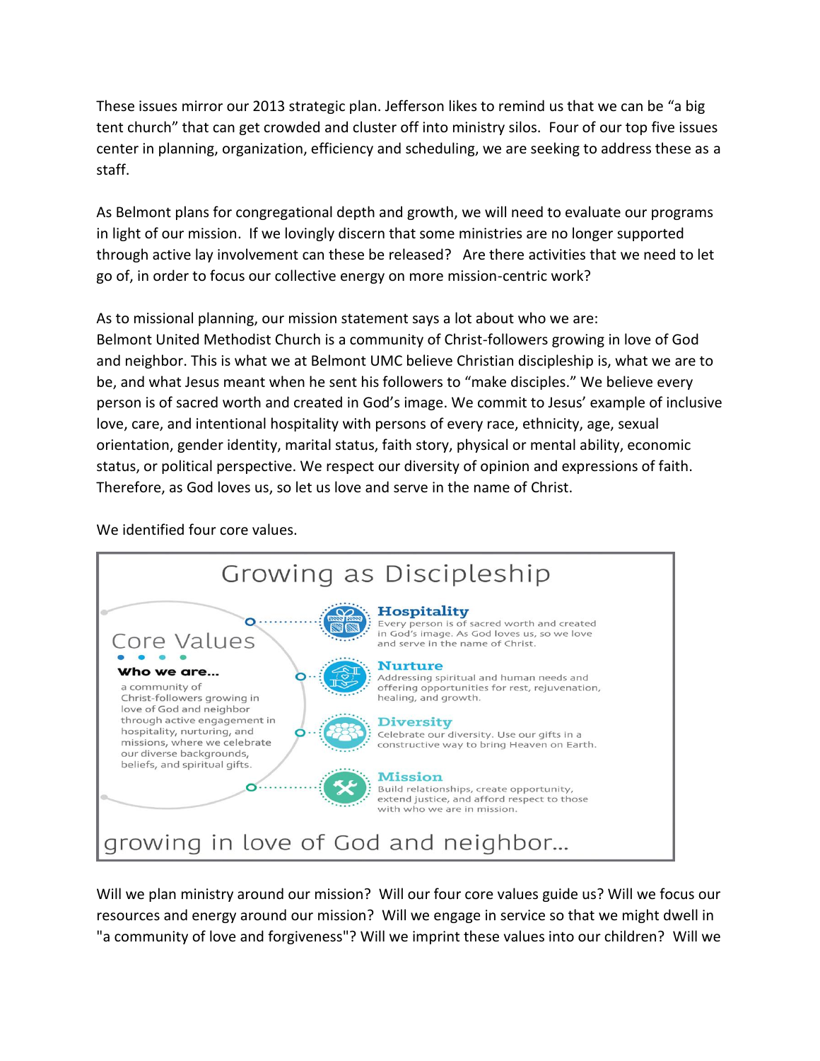These issues mirror our 2013 strategic plan. Jefferson likes to remind us that we can be "a big tent church" that can get crowded and cluster off into ministry silos. Four of our top five issues center in planning, organization, efficiency and scheduling, we are seeking to address these as a staff.

As Belmont plans for congregational depth and growth, we will need to evaluate our programs in light of our mission. If we lovingly discern that some ministries are no longer supported through active lay involvement can these be released? Are there activities that we need to let go of, in order to focus our collective energy on more mission-centric work?

As to missional planning, our mission statement says a lot about who we are:
Belmont United Methodist Church is a community of Christ-followers growing in love of God and neighbor. This is what we at Belmont UMC believe Christian discipleship is, what we are to be, and what Jesus meant when he sent his followers to "make disciples." We believe every person is of sacred worth and created in God's image. We commit to Jesus' example of inclusive love, care, and intentional hospitality with persons of every race, ethnicity, age, sexual orientation, gender identity, marital status, faith story, physical or mental ability, economic status, or political perspective. We respect our diversity of opinion and expressions of faith. Therefore, as God loves us, so let us love and serve in the name of Christ.

We identified four core values.

## Growing as Discipleship

### Core Values

**Who we are...**

a community of Christ-followers growing in love of God and neighbor through active engagement in hospitality, nurturing, and missions, where we celebrate our diverse backgrounds, beliefs, and spiritual gifts.

**Hospitality**
Every person is of sacred worth and created in God's image. As God loves us, so we love and serve in the name of Christ.

**Nurture**
Addressing spiritual and human needs and offering opportunities for rest, rejuvenation, healing, and growth.

**Diversity**
Celebrate our diversity. Use our gifts in a constructive way to bring Heaven on Earth.

**Mission**
Build relationships, create opportunity, extend justice, and afford respect to those with who we are in mission.

growing in love of God and neighbor...

Will we plan ministry around our mission? Will our four core values guide us? Will we focus our resources and energy around our mission? Will we engage in service so that we might dwell in "a community of love and forgiveness"? Will we imprint these values into our children? Will we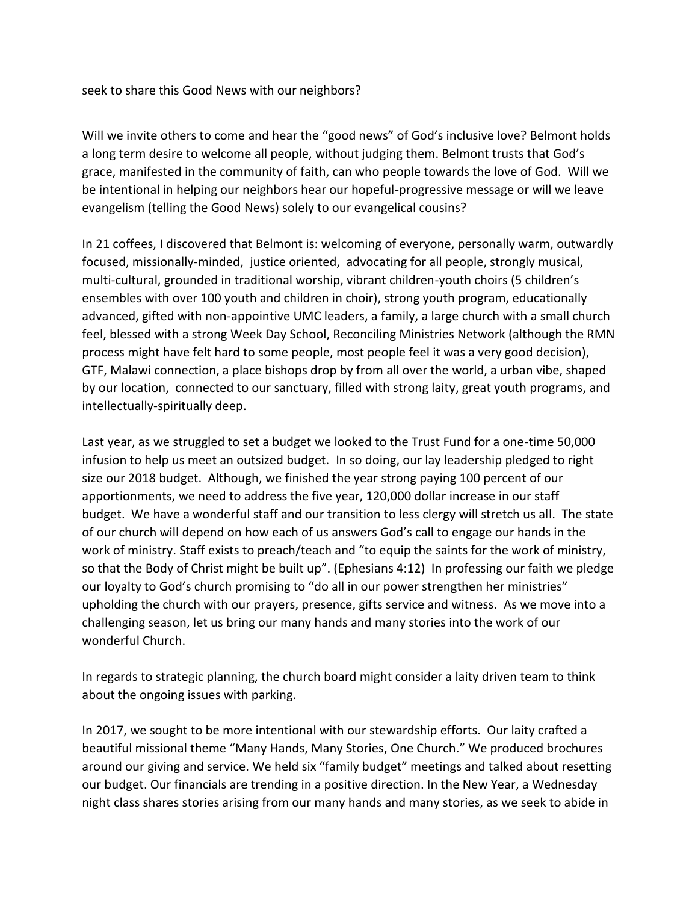seek to share this Good News with our neighbors?

Will we invite others to come and hear the "good news" of God's inclusive love? Belmont holds a long term desire to welcome all people, without judging them. Belmont trusts that God's grace, manifested in the community of faith, can who people towards the love of God. Will we be intentional in helping our neighbors hear our hopeful-progressive message or will we leave evangelism (telling the Good News) solely to our evangelical cousins?

In 21 coffees, I discovered that Belmont is: welcoming of everyone, personally warm, outwardly focused, missionally-minded, justice oriented, advocating for all people, strongly musical, multi-cultural, grounded in traditional worship, vibrant children-youth choirs (5 children's ensembles with over 100 youth and children in choir), strong youth program, educationally advanced, gifted with non-appointive UMC leaders, a family, a large church with a small church feel, blessed with a strong Week Day School, Reconciling Ministries Network (although the RMN process might have felt hard to some people, most people feel it was a very good decision), GTF, Malawi connection, a place bishops drop by from all over the world, a urban vibe, shaped by our location, connected to our sanctuary, filled with strong laity, great youth programs, and intellectually-spiritually deep.

Last year, as we struggled to set a budget we looked to the Trust Fund for a one-time 50,000 infusion to help us meet an outsized budget. In so doing, our lay leadership pledged to right size our 2018 budget. Although, we finished the year strong paying 100 percent of our apportionments, we need to address the five year, 120,000 dollar increase in our staff budget. We have a wonderful staff and our transition to less clergy will stretch us all. The state of our church will depend on how each of us answers God's call to engage our hands in the work of ministry. Staff exists to preach/teach and "to equip the saints for the work of ministry, so that the Body of Christ might be built up". (Ephesians 4:12) In professing our faith we pledge our loyalty to God's church promising to "do all in our power strengthen her ministries" upholding the church with our prayers, presence, gifts service and witness. As we move into a challenging season, let us bring our many hands and many stories into the work of our wonderful Church.

In regards to strategic planning, the church board might consider a laity driven team to think about the ongoing issues with parking.

In 2017, we sought to be more intentional with our stewardship efforts. Our laity crafted a beautiful missional theme "Many Hands, Many Stories, One Church." We produced brochures around our giving and service. We held six "family budget" meetings and talked about resetting our budget. Our financials are trending in a positive direction. In the New Year, a Wednesday night class shares stories arising from our many hands and many stories, as we seek to abide in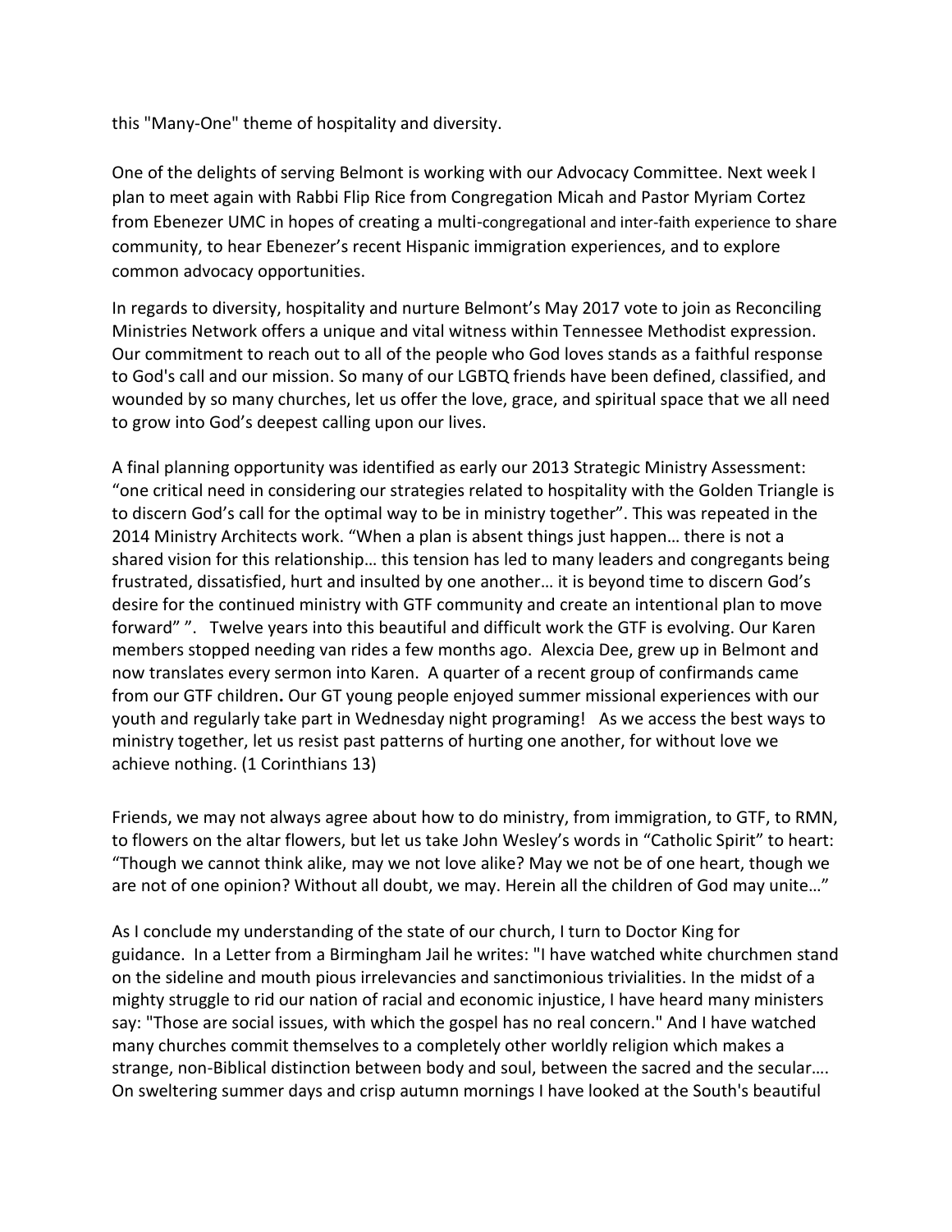this "Many-One" theme of hospitality and diversity.

One of the delights of serving Belmont is working with our Advocacy Committee. Next week I plan to meet again with Rabbi Flip Rice from Congregation Micah and Pastor Myriam Cortez from Ebenezer UMC in hopes of creating a multi-congregational and inter-faith experience to share community, to hear Ebenezer's recent Hispanic immigration experiences, and to explore common advocacy opportunities.

In regards to diversity, hospitality and nurture Belmont's May 2017 vote to join as Reconciling Ministries Network offers a unique and vital witness within Tennessee Methodist expression. Our commitment to reach out to all of the people who God loves stands as a faithful response to God's call and our mission. So many of our LGBTQ friends have been defined, classified, and wounded by so many churches, let us offer the love, grace, and spiritual space that we all need to grow into God's deepest calling upon our lives.

A final planning opportunity was identified as early our 2013 Strategic Ministry Assessment: "one critical need in considering our strategies related to hospitality with the Golden Triangle is to discern God's call for the optimal way to be in ministry together". This was repeated in the 2014 Ministry Architects work. "When a plan is absent things just happen… there is not a shared vision for this relationship… this tension has led to many leaders and congregants being frustrated, dissatisfied, hurt and insulted by one another… it is beyond time to discern God's desire for the continued ministry with GTF community and create an intentional plan to move forward" ". Twelve years into this beautiful and difficult work the GTF is evolving. Our Karen members stopped needing van rides a few months ago. Alexcia Dee, grew up in Belmont and now translates every sermon into Karen. A quarter of a recent group of confirmands came from our GTF children**.** Our GT young people enjoyed summer missional experiences with our youth and regularly take part in Wednesday night programing! As we access the best ways to ministry together, let us resist past patterns of hurting one another, for without love we achieve nothing. (1 Corinthians 13)

Friends, we may not always agree about how to do ministry, from immigration, to GTF, to RMN, to flowers on the altar flowers, but let us take John Wesley's words in "Catholic Spirit" to heart: "Though we cannot think alike, may we not love alike? May we not be of one heart, though we are not of one opinion? Without all doubt, we may. Herein all the children of God may unite…"

As I conclude my understanding of the state of our church, I turn to Doctor King for guidance. In a Letter from a Birmingham Jail he writes: "I have watched white churchmen stand on the sideline and mouth pious irrelevancies and sanctimonious trivialities. In the midst of a mighty struggle to rid our nation of racial and economic injustice, I have heard many ministers say: "Those are social issues, with which the gospel has no real concern." And I have watched many churches commit themselves to a completely other worldly religion which makes a strange, non-Biblical distinction between body and soul, between the sacred and the secular…. On sweltering summer days and crisp autumn mornings I have looked at the South's beautiful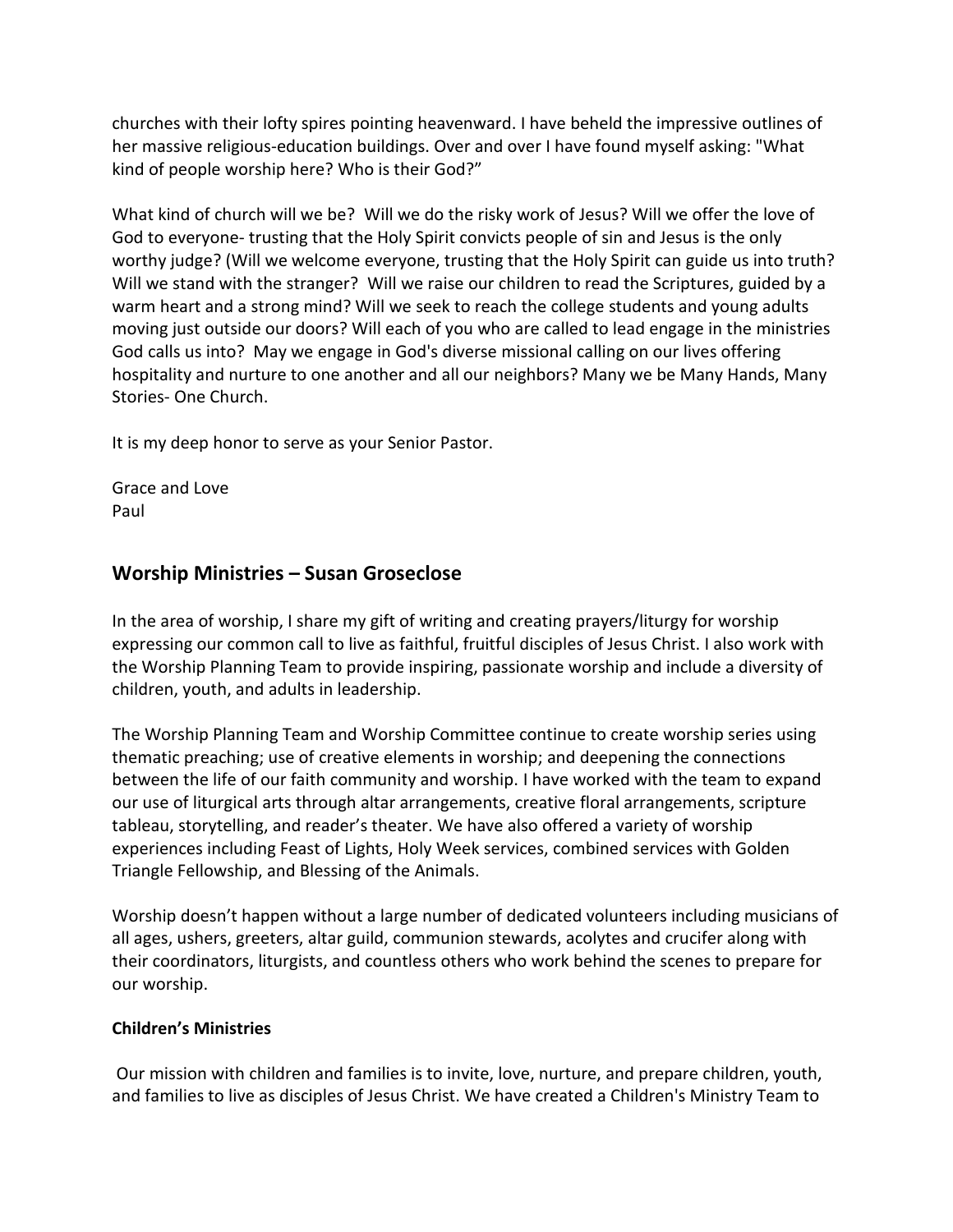churches with their lofty spires pointing heavenward. I have beheld the impressive outlines of her massive religious-education buildings. Over and over I have found myself asking: "What kind of people worship here? Who is their God?"

What kind of church will we be? Will we do the risky work of Jesus? Will we offer the love of God to everyone- trusting that the Holy Spirit convicts people of sin and Jesus is the only worthy judge? (Will we welcome everyone, trusting that the Holy Spirit can guide us into truth? Will we stand with the stranger? Will we raise our children to read the Scriptures, guided by a warm heart and a strong mind? Will we seek to reach the college students and young adults moving just outside our doors? Will each of you who are called to lead engage in the ministries God calls us into? May we engage in God's diverse missional calling on our lives offering hospitality and nurture to one another and all our neighbors? Many we be Many Hands, Many Stories- One Church.

It is my deep honor to serve as your Senior Pastor.

Grace and Love
Paul

## Worship Ministries – Susan Groseclose

In the area of worship, I share my gift of writing and creating prayers/liturgy for worship expressing our common call to live as faithful, fruitful disciples of Jesus Christ. I also work with the Worship Planning Team to provide inspiring, passionate worship and include a diversity of children, youth, and adults in leadership.

The Worship Planning Team and Worship Committee continue to create worship series using thematic preaching; use of creative elements in worship; and deepening the connections between the life of our faith community and worship. I have worked with the team to expand our use of liturgical arts through altar arrangements, creative floral arrangements, scripture tableau, storytelling, and reader's theater. We have also offered a variety of worship experiences including Feast of Lights, Holy Week services, combined services with Golden Triangle Fellowship, and Blessing of the Animals.

Worship doesn't happen without a large number of dedicated volunteers including musicians of all ages, ushers, greeters, altar guild, communion stewards, acolytes and crucifer along with their coordinators, liturgists, and countless others who work behind the scenes to prepare for our worship.

**Children's Ministries**

Our mission with children and families is to invite, love, nurture, and prepare children, youth, and families to live as disciples of Jesus Christ. We have created a Children's Ministry Team to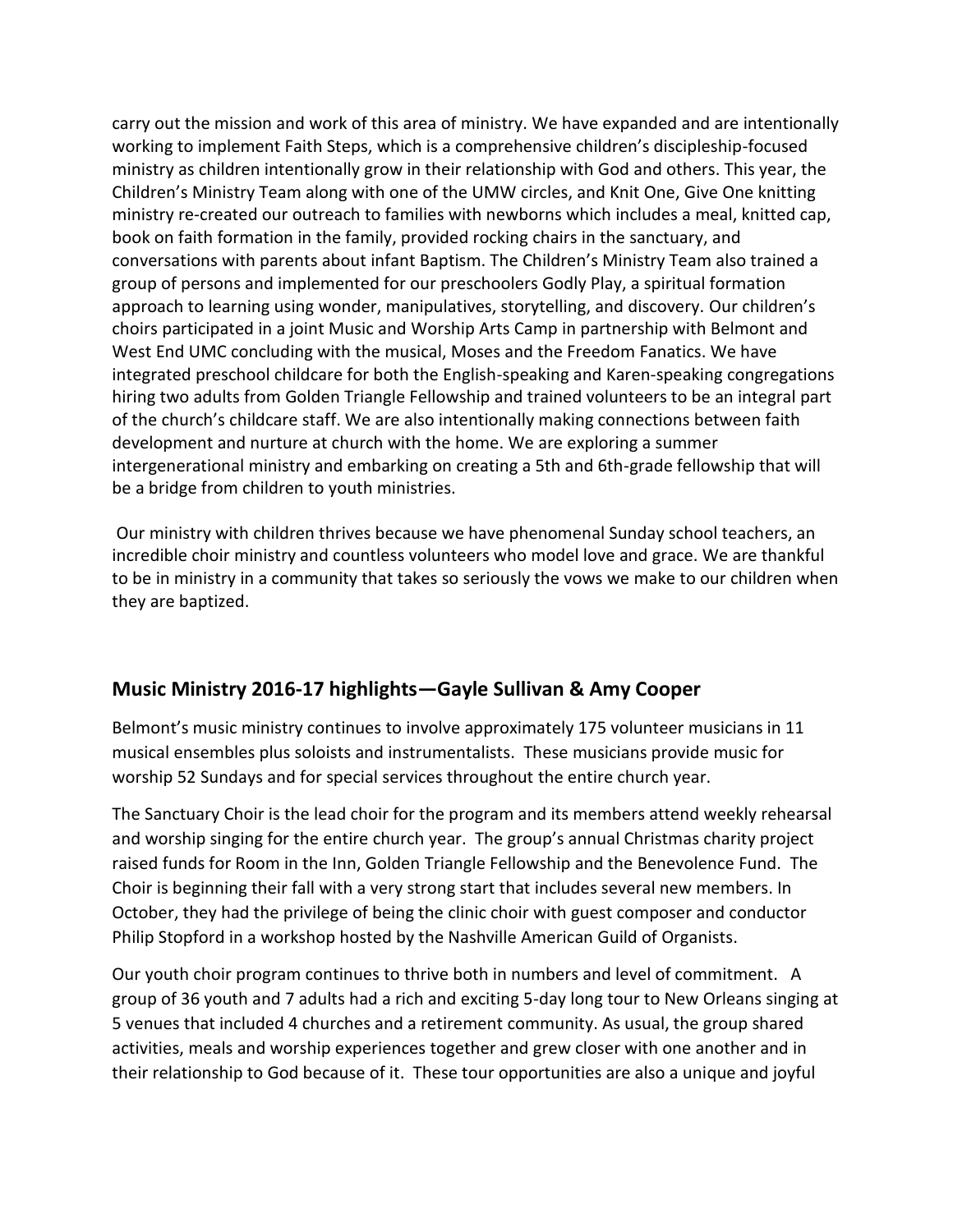carry out the mission and work of this area of ministry. We have expanded and are intentionally working to implement Faith Steps, which is a comprehensive children's discipleship-focused ministry as children intentionally grow in their relationship with God and others. This year, the Children's Ministry Team along with one of the UMW circles, and Knit One, Give One knitting ministry re-created our outreach to families with newborns which includes a meal, knitted cap, book on faith formation in the family, provided rocking chairs in the sanctuary, and conversations with parents about infant Baptism. The Children's Ministry Team also trained a group of persons and implemented for our preschoolers Godly Play, a spiritual formation approach to learning using wonder, manipulatives, storytelling, and discovery. Our children's choirs participated in a joint Music and Worship Arts Camp in partnership with Belmont and West End UMC concluding with the musical, Moses and the Freedom Fanatics. We have integrated preschool childcare for both the English-speaking and Karen-speaking congregations hiring two adults from Golden Triangle Fellowship and trained volunteers to be an integral part of the church's childcare staff. We are also intentionally making connections between faith development and nurture at church with the home. We are exploring a summer intergenerational ministry and embarking on creating a 5th and 6th-grade fellowship that will be a bridge from children to youth ministries.

Our ministry with children thrives because we have phenomenal Sunday school teachers, an incredible choir ministry and countless volunteers who model love and grace. We are thankful to be in ministry in a community that takes so seriously the vows we make to our children when they are baptized.

## Music Ministry 2016-17 highlights—Gayle Sullivan & Amy Cooper

Belmont's music ministry continues to involve approximately 175 volunteer musicians in 11 musical ensembles plus soloists and instrumentalists. These musicians provide music for worship 52 Sundays and for special services throughout the entire church year.

The Sanctuary Choir is the lead choir for the program and its members attend weekly rehearsal and worship singing for the entire church year. The group's annual Christmas charity project raised funds for Room in the Inn, Golden Triangle Fellowship and the Benevolence Fund. The Choir is beginning their fall with a very strong start that includes several new members. In October, they had the privilege of being the clinic choir with guest composer and conductor Philip Stopford in a workshop hosted by the Nashville American Guild of Organists.

Our youth choir program continues to thrive both in numbers and level of commitment. A group of 36 youth and 7 adults had a rich and exciting 5-day long tour to New Orleans singing at 5 venues that included 4 churches and a retirement community. As usual, the group shared activities, meals and worship experiences together and grew closer with one another and in their relationship to God because of it. These tour opportunities are also a unique and joyful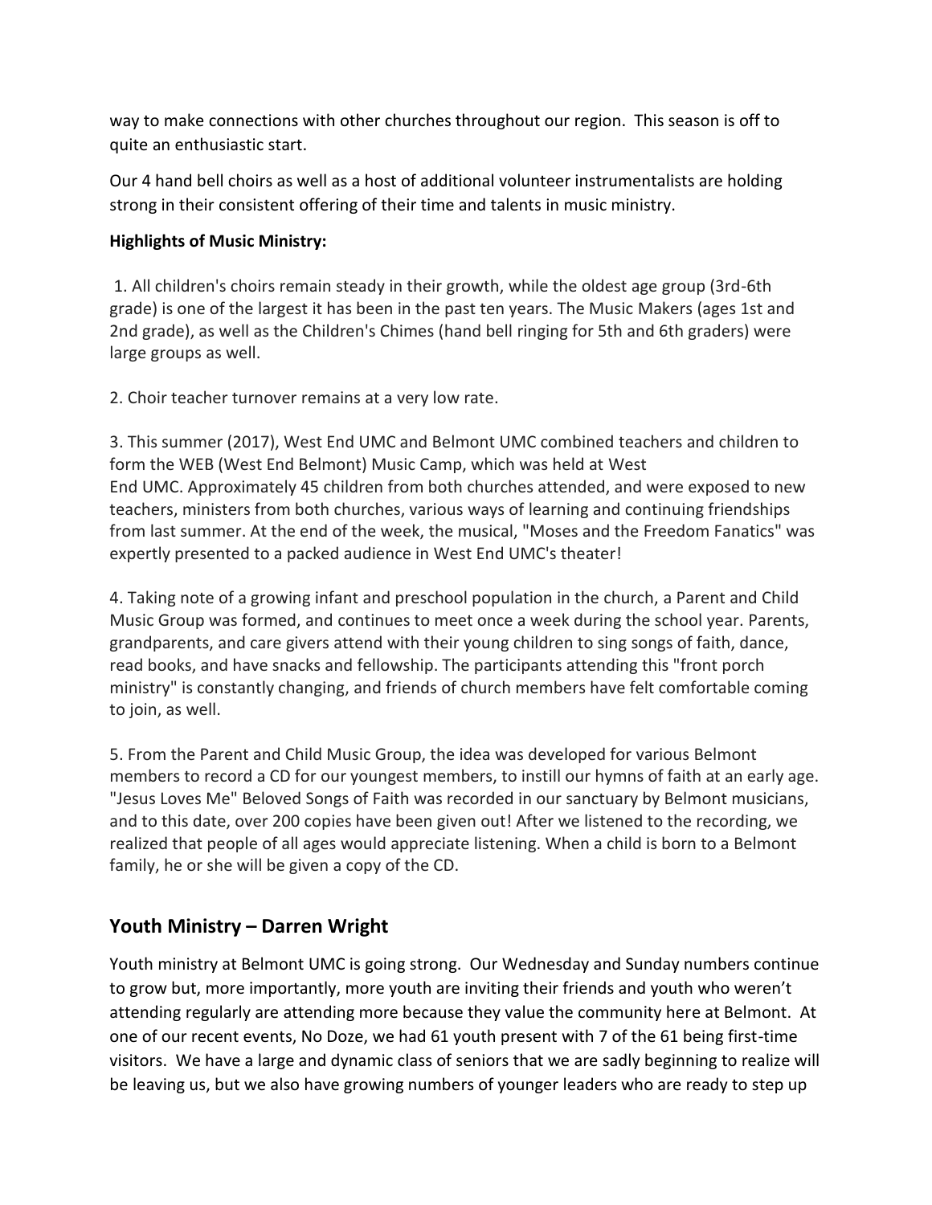way to make connections with other churches throughout our region. This season is off to quite an enthusiastic start.

Our 4 hand bell choirs as well as a host of additional volunteer instrumentalists are holding strong in their consistent offering of their time and talents in music ministry.

**Highlights of Music Ministry:**

1. All children's choirs remain steady in their growth, while the oldest age group (3rd-6th grade) is one of the largest it has been in the past ten years. The Music Makers (ages 1st and 2nd grade), as well as the Children's Chimes (hand bell ringing for 5th and 6th graders) were large groups as well.

2. Choir teacher turnover remains at a very low rate.

3. This summer (2017), West End UMC and Belmont UMC combined teachers and children to form the WEB (West End Belmont) Music Camp, which was held at West End UMC. Approximately 45 children from both churches attended, and were exposed to new teachers, ministers from both churches, various ways of learning and continuing friendships from last summer. At the end of the week, the musical, "Moses and the Freedom Fanatics" was expertly presented to a packed audience in West End UMC's theater!

4. Taking note of a growing infant and preschool population in the church, a Parent and Child Music Group was formed, and continues to meet once a week during the school year. Parents, grandparents, and care givers attend with their young children to sing songs of faith, dance, read books, and have snacks and fellowship. The participants attending this "front porch ministry" is constantly changing, and friends of church members have felt comfortable coming to join, as well.

5. From the Parent and Child Music Group, the idea was developed for various Belmont members to record a CD for our youngest members, to instill our hymns of faith at an early age. "Jesus Loves Me" Beloved Songs of Faith was recorded in our sanctuary by Belmont musicians, and to this date, over 200 copies have been given out! After we listened to the recording, we realized that people of all ages would appreciate listening. When a child is born to a Belmont family, he or she will be given a copy of the CD.

## Youth Ministry – Darren Wright

Youth ministry at Belmont UMC is going strong. Our Wednesday and Sunday numbers continue to grow but, more importantly, more youth are inviting their friends and youth who weren't attending regularly are attending more because they value the community here at Belmont. At one of our recent events, No Doze, we had 61 youth present with 7 of the 61 being first-time visitors. We have a large and dynamic class of seniors that we are sadly beginning to realize will be leaving us, but we also have growing numbers of younger leaders who are ready to step up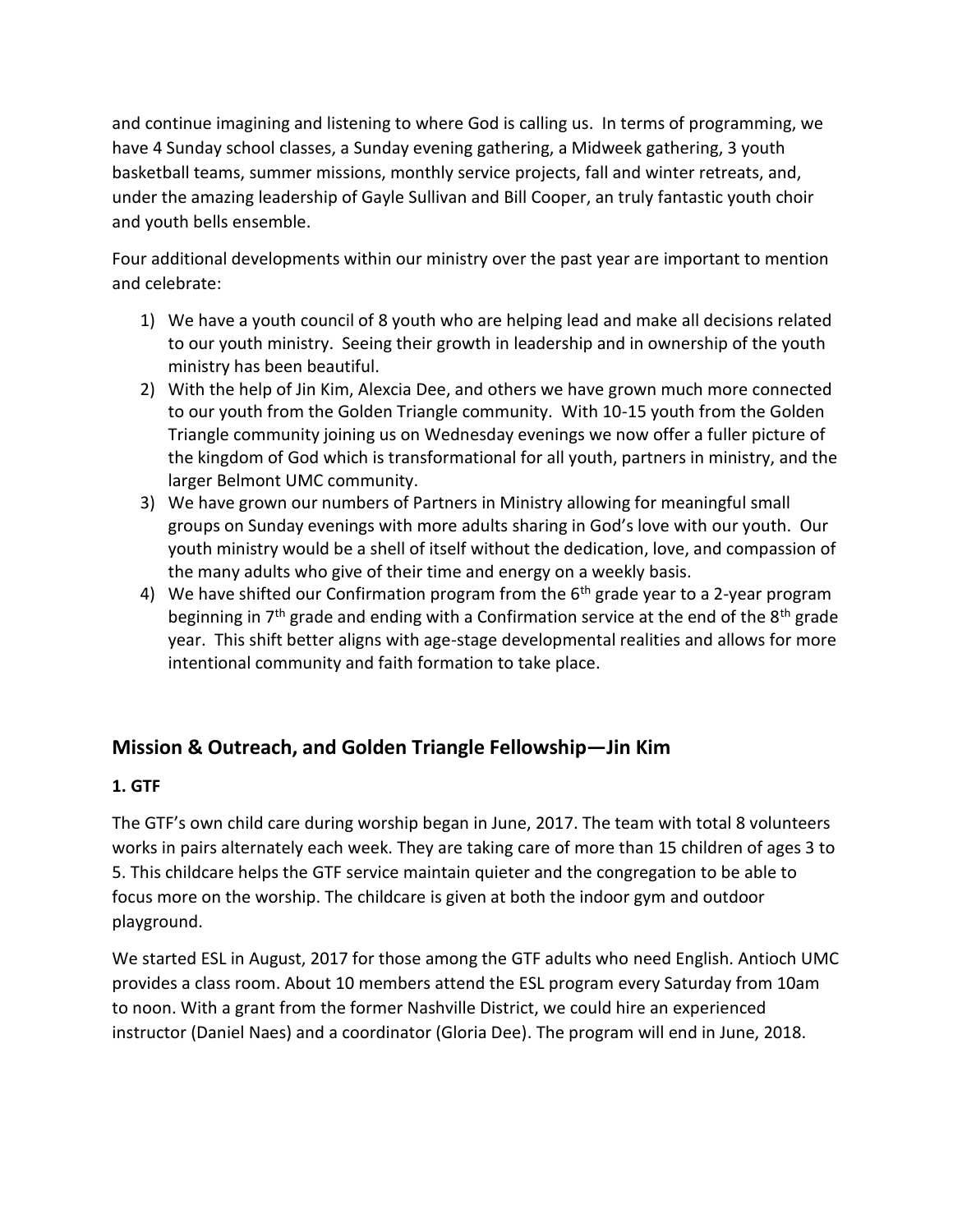and continue imagining and listening to where God is calling us. In terms of programming, we have 4 Sunday school classes, a Sunday evening gathering, a Midweek gathering, 3 youth basketball teams, summer missions, monthly service projects, fall and winter retreats, and, under the amazing leadership of Gayle Sullivan and Bill Cooper, an truly fantastic youth choir and youth bells ensemble.

Four additional developments within our ministry over the past year are important to mention and celebrate:

1) We have a youth council of 8 youth who are helping lead and make all decisions related to our youth ministry. Seeing their growth in leadership and in ownership of the youth ministry has been beautiful.
2) With the help of Jin Kim, Alexcia Dee, and others we have grown much more connected to our youth from the Golden Triangle community. With 10-15 youth from the Golden Triangle community joining us on Wednesday evenings we now offer a fuller picture of the kingdom of God which is transformational for all youth, partners in ministry, and the larger Belmont UMC community.
3) We have grown our numbers of Partners in Ministry allowing for meaningful small groups on Sunday evenings with more adults sharing in God's love with our youth. Our youth ministry would be a shell of itself without the dedication, love, and compassion of the many adults who give of their time and energy on a weekly basis.
4) We have shifted our Confirmation program from the 6th grade year to a 2-year program beginning in 7th grade and ending with a Confirmation service at the end of the 8th grade year. This shift better aligns with age-stage developmental realities and allows for more intentional community and faith formation to take place.

## Mission & Outreach, and Golden Triangle Fellowship—Jin Kim

**1. GTF**

The GTF's own child care during worship began in June, 2017. The team with total 8 volunteers works in pairs alternately each week. They are taking care of more than 15 children of ages 3 to 5. This childcare helps the GTF service maintain quieter and the congregation to be able to focus more on the worship. The childcare is given at both the indoor gym and outdoor playground.

We started ESL in August, 2017 for those among the GTF adults who need English. Antioch UMC provides a class room. About 10 members attend the ESL program every Saturday from 10am to noon. With a grant from the former Nashville District, we could hire an experienced instructor (Daniel Naes) and a coordinator (Gloria Dee). The program will end in June, 2018.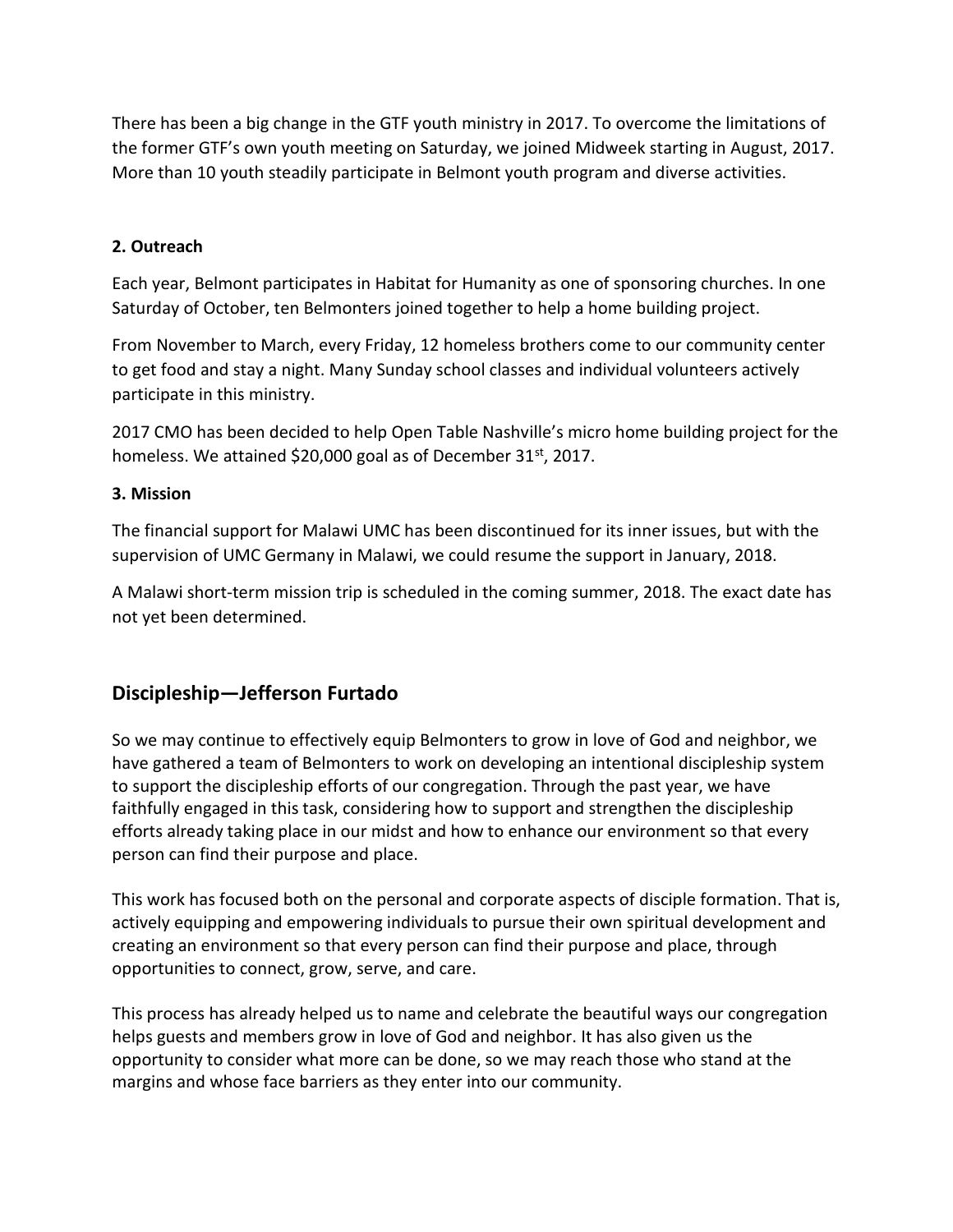There has been a big change in the GTF youth ministry in 2017. To overcome the limitations of the former GTF's own youth meeting on Saturday, we joined Midweek starting in August, 2017. More than 10 youth steadily participate in Belmont youth program and diverse activities.

**2. Outreach**

Each year, Belmont participates in Habitat for Humanity as one of sponsoring churches. In one Saturday of October, ten Belmonters joined together to help a home building project.

From November to March, every Friday, 12 homeless brothers come to our community center to get food and stay a night. Many Sunday school classes and individual volunteers actively participate in this ministry.

2017 CMO has been decided to help Open Table Nashville's micro home building project for the homeless. We attained $20,000 goal as of December 31st, 2017.

**3. Mission**

The financial support for Malawi UMC has been discontinued for its inner issues, but with the supervision of UMC Germany in Malawi, we could resume the support in January, 2018.

A Malawi short-term mission trip is scheduled in the coming summer, 2018. The exact date has not yet been determined.

## Discipleship—Jefferson Furtado

So we may continue to effectively equip Belmonters to grow in love of God and neighbor, we have gathered a team of Belmonters to work on developing an intentional discipleship system to support the discipleship efforts of our congregation. Through the past year, we have faithfully engaged in this task, considering how to support and strengthen the discipleship efforts already taking place in our midst and how to enhance our environment so that every person can find their purpose and place.

This work has focused both on the personal and corporate aspects of disciple formation. That is, actively equipping and empowering individuals to pursue their own spiritual development and creating an environment so that every person can find their purpose and place, through opportunities to connect, grow, serve, and care.

This process has already helped us to name and celebrate the beautiful ways our congregation helps guests and members grow in love of God and neighbor. It has also given us the opportunity to consider what more can be done, so we may reach those who stand at the margins and whose face barriers as they enter into our community.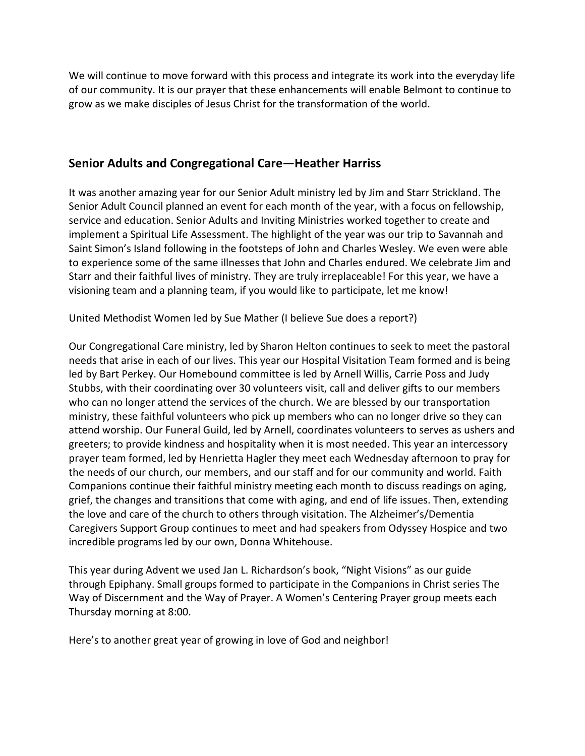We will continue to move forward with this process and integrate its work into the everyday life of our community. It is our prayer that these enhancements will enable Belmont to continue to grow as we make disciples of Jesus Christ for the transformation of the world.

## Senior Adults and Congregational Care—Heather Harriss

It was another amazing year for our Senior Adult ministry led by Jim and Starr Strickland. The Senior Adult Council planned an event for each month of the year, with a focus on fellowship, service and education. Senior Adults and Inviting Ministries worked together to create and implement a Spiritual Life Assessment. The highlight of the year was our trip to Savannah and Saint Simon's Island following in the footsteps of John and Charles Wesley. We even were able to experience some of the same illnesses that John and Charles endured. We celebrate Jim and Starr and their faithful lives of ministry. They are truly irreplaceable! For this year, we have a visioning team and a planning team, if you would like to participate, let me know!

United Methodist Women led by Sue Mather (I believe Sue does a report?)

Our Congregational Care ministry, led by Sharon Helton continues to seek to meet the pastoral needs that arise in each of our lives. This year our Hospital Visitation Team formed and is being led by Bart Perkey. Our Homebound committee is led by Arnell Willis, Carrie Poss and Judy Stubbs, with their coordinating over 30 volunteers visit, call and deliver gifts to our members who can no longer attend the services of the church. We are blessed by our transportation ministry, these faithful volunteers who pick up members who can no longer drive so they can attend worship. Our Funeral Guild, led by Arnell, coordinates volunteers to serves as ushers and greeters; to provide kindness and hospitality when it is most needed. This year an intercessory prayer team formed, led by Henrietta Hagler they meet each Wednesday afternoon to pray for the needs of our church, our members, and our staff and for our community and world. Faith Companions continue their faithful ministry meeting each month to discuss readings on aging, grief, the changes and transitions that come with aging, and end of life issues. Then, extending the love and care of the church to others through visitation. The Alzheimer's/Dementia Caregivers Support Group continues to meet and had speakers from Odyssey Hospice and two incredible programs led by our own, Donna Whitehouse.

This year during Advent we used Jan L. Richardson's book, "Night Visions" as our guide through Epiphany. Small groups formed to participate in the Companions in Christ series The Way of Discernment and the Way of Prayer. A Women's Centering Prayer group meets each Thursday morning at 8:00.

Here's to another great year of growing in love of God and neighbor!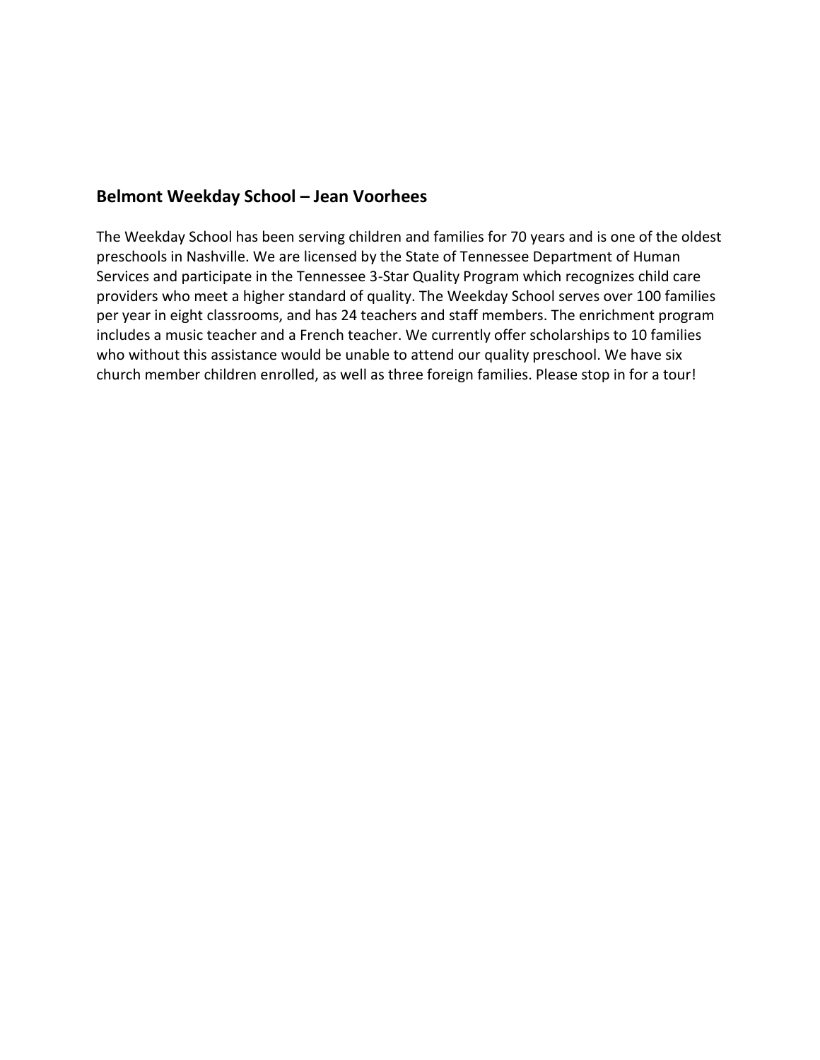### Belmont Weekday School – Jean Voorhees

The Weekday School has been serving children and families for 70 years and is one of the oldest preschools in Nashville. We are licensed by the State of Tennessee Department of Human Services and participate in the Tennessee 3-Star Quality Program which recognizes child care providers who meet a higher standard of quality. The Weekday School serves over 100 families per year in eight classrooms, and has 24 teachers and staff members. The enrichment program includes a music teacher and a French teacher. We currently offer scholarships to 10 families who without this assistance would be unable to attend our quality preschool. We have six church member children enrolled, as well as three foreign families. Please stop in for a tour!